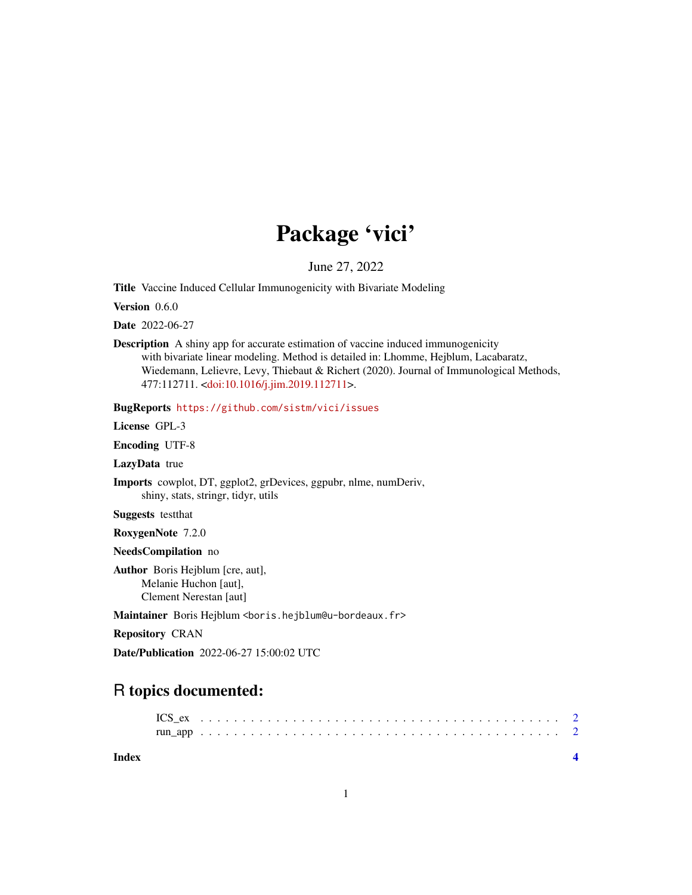# Package 'vici'

June 27, 2022

**Title** Vaccine Induced Cellular Immunogenicity with Bivariate Modeling

**Version** 0.6.0

**Date** 2022-06-27

**Description** A shiny app for accurate estimation of vaccine induced immunogenicity with bivariate linear modeling. Method is detailed in: Lhomme, Hejblum, Lacabaratz, Wiedemann, Lelievre, Levy, Thiebaut & Richert (2020). Journal of Immunological Methods, 477:112711. <doi:10.1016/j.jim.2019.112711>.

**BugReports** https://github.com/sistm/vici/issues

**License** GPL-3

**Encoding** UTF-8

**LazyData** true

**Imports** cowplot, DT, ggplot2, grDevices, ggpubr, nlme, numDeriv, shiny, stats, stringr, tidyr, utils

**Suggests** testthat

**RoxygenNote** 7.2.0

**NeedsCompilation** no

**Author** Boris Hejblum [cre, aut], Melanie Huchon [aut], Clement Nerestan [aut]

**Maintainer** Boris Hejblum <boris.hejblum@u-bordeaux.fr>

**Repository** CRAN

**Date/Publication** 2022-06-27 15:00:02 UTC

## R topics documented:

ICS_ex . . . . . . . . . . . . . . . . . . . . . . . . . . . . . . . . . . . . . . . . . . 2
run_app . . . . . . . . . . . . . . . . . . . . . . . . . . . . . . . . . . . . . . . . . . 2

**Index** **4**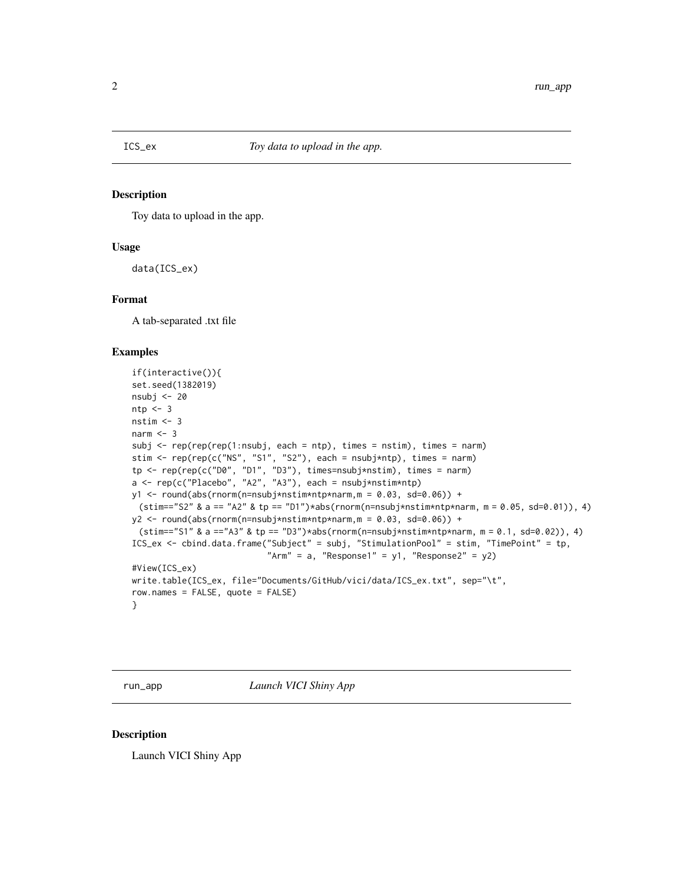## ICS_ex *Toy data to upload in the app.*

### Description

Toy data to upload in the app.

### Usage

```
data(ICS_ex)
```

### Format

A tab-separated .txt file

### Examples

```
if(interactive()){
set.seed(1382019)
nsubj <- 20
ntp <- 3
nstim <- 3
narm <- 3
subj <- rep(rep(rep(1:nsubj, each = ntp), times = nstim), times = narm)
stim <- rep(rep(c("NS", "S1", "S2"), each = nsubj*ntp), times = narm)
tp <- rep(rep(c("D0", "D1", "D3"), times=nsubj*nstim), times = narm)
a <- rep(c("Placebo", "A2", "A3"), each = nsubj*nstim*ntp)
y1 <- round(abs(rnorm(n=nsubj*nstim*ntp*narm,m = 0.03, sd=0.06)) +
  (stim=="S2" & a == "A2" & tp == "D1")*abs(rnorm(n=nsubj*nstim*ntp*narm, m = 0.05, sd=0.01)), 4)
y2 <- round(abs(rnorm(n=nsubj*nstim*ntp*narm,m = 0.03, sd=0.06)) +
  (stim=="S1" & a =="A3" & tp == "D3")*abs(rnorm(n=nsubj*nstim*ntp*narm, m = 0.1, sd=0.02)), 4)
ICS_ex <- cbind.data.frame("Subject" = subj, "StimulationPool" = stim, "TimePoint" = tp,
                           "Arm" = a, "Response1" = y1, "Response2" = y2)
#View(ICS_ex)
write.table(ICS_ex, file="Documents/GitHub/vici/data/ICS_ex.txt", sep="\t",
row.names = FALSE, quote = FALSE)
}
```

## run_app *Launch VICI Shiny App*

### Description

Launch VICI Shiny App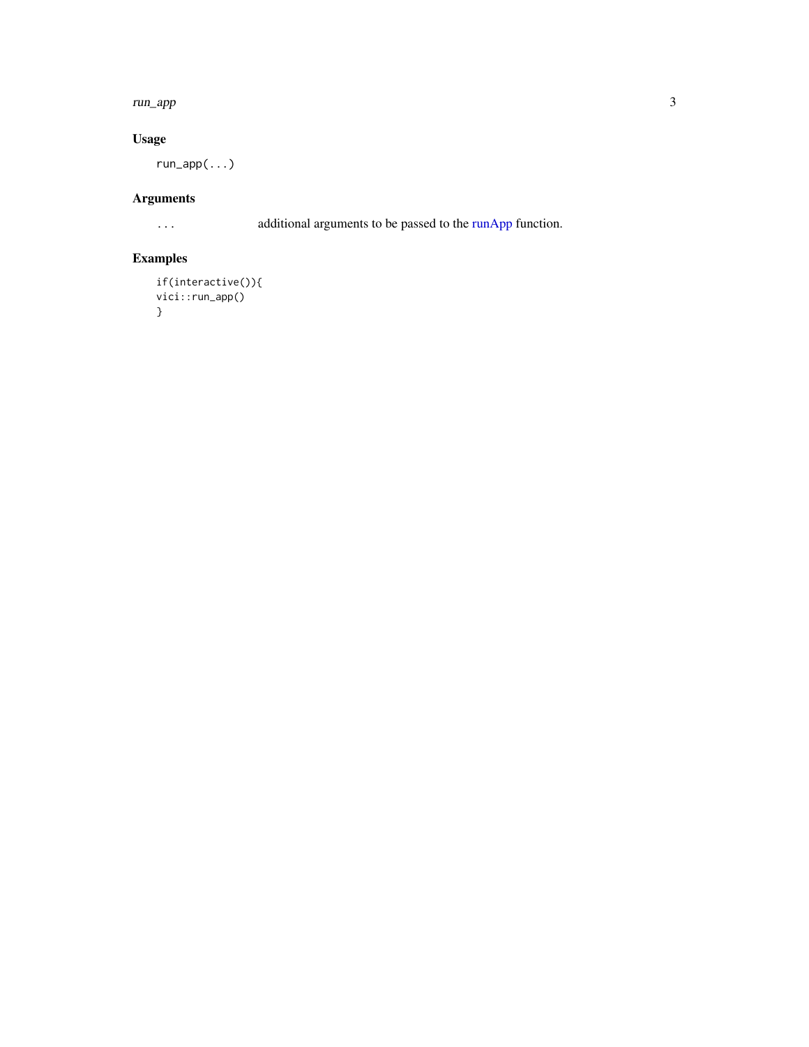## Usage

```
run_app(...)
```

## Arguments

| | |
|---|---|
| ... | additional arguments to be passed to the runApp function. |

## Examples

```
if(interactive()){
vici::run_app()
}
```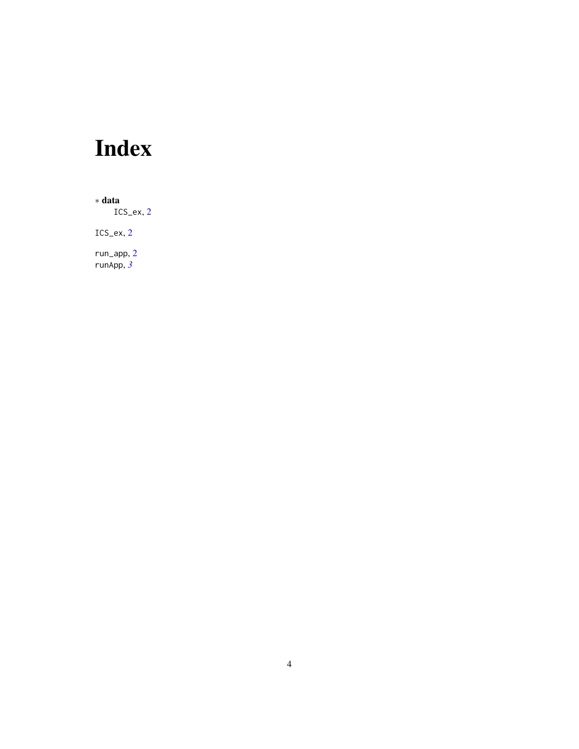# Index

∗ **data**
    ICS_ex, 2

ICS_ex, 2

run_app, 2
runApp, *3*